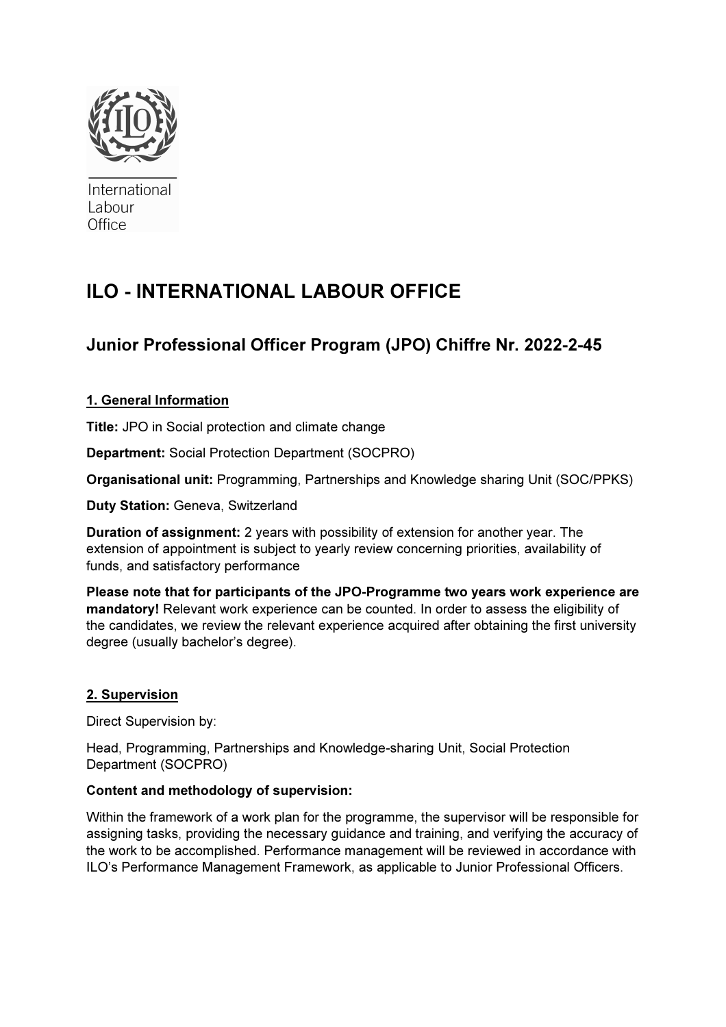International
Labour
Office

# ILO - INTERNATIONAL LABOUR OFFICE

## Junior Professional Officer Program (JPO) Chiffre Nr. 2022-2-45

### 1. General Information

**Title:** JPO in Social protection and climate change

**Department:** Social Protection Department (SOCPRO)

**Organisational unit:** Programming, Partnerships and Knowledge sharing Unit (SOC/PPKS)

**Duty Station:** Geneva, Switzerland

**Duration of assignment:** 2 years with possibility of extension for another year. The extension of appointment is subject to yearly review concerning priorities, availability of funds, and satisfactory performance

**Please note that for participants of the JPO-Programme two years work experience are mandatory!** Relevant work experience can be counted. In order to assess the eligibility of the candidates, we review the relevant experience acquired after obtaining the first university degree (usually bachelor's degree).

### 2. Supervision

Direct Supervision by:

Head, Programming, Partnerships and Knowledge-sharing Unit, Social Protection Department (SOCPRO)

**Content and methodology of supervision:**

Within the framework of a work plan for the programme, the supervisor will be responsible for assigning tasks, providing the necessary guidance and training, and verifying the accuracy of the work to be accomplished. Performance management will be reviewed in accordance with ILO's Performance Management Framework, as applicable to Junior Professional Officers.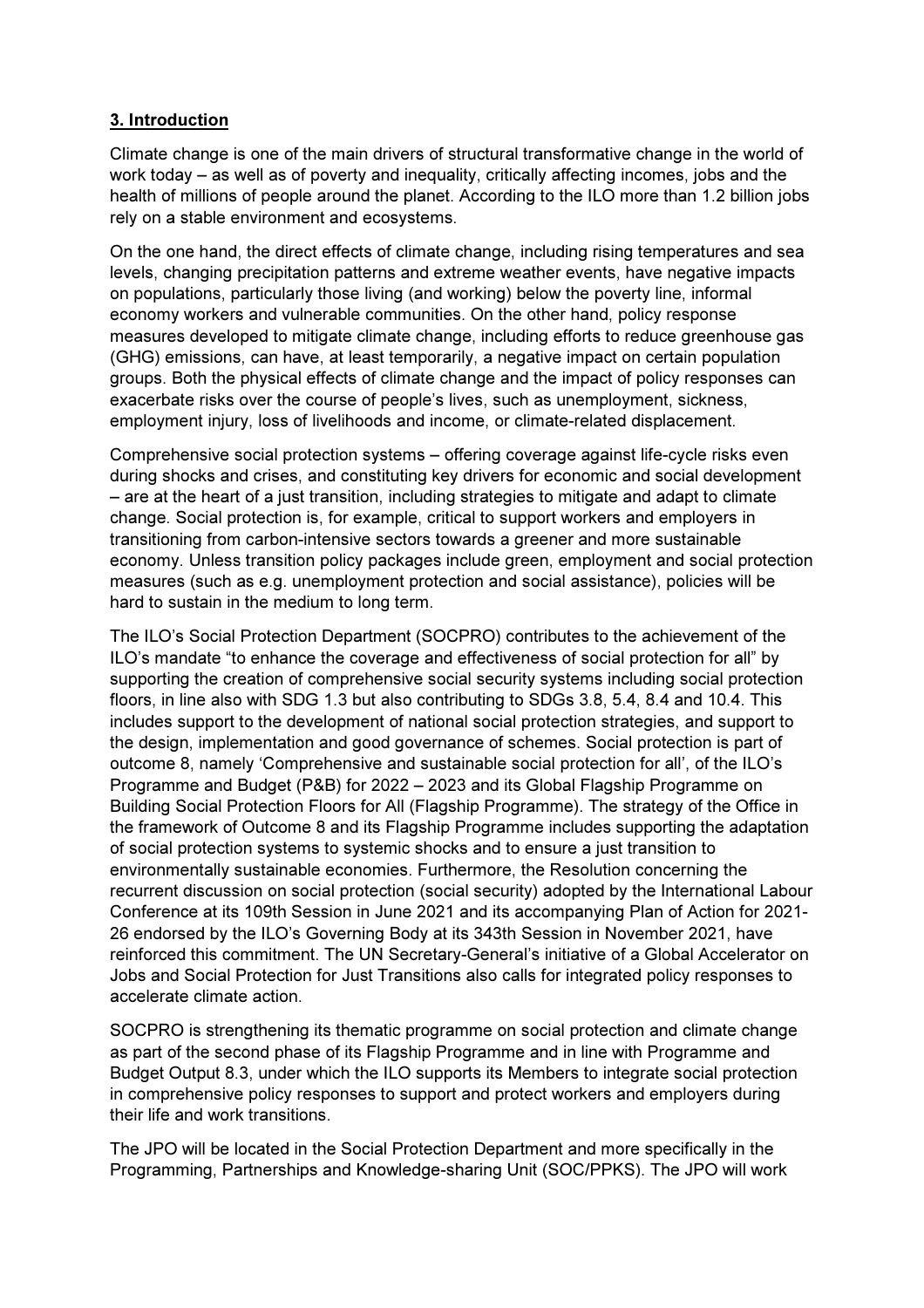## 3. Introduction

Climate change is one of the main drivers of structural transformative change in the world of work today – as well as of poverty and inequality, critically affecting incomes, jobs and the health of millions of people around the planet. According to the ILO more than 1.2 billion jobs rely on a stable environment and ecosystems.

On the one hand, the direct effects of climate change, including rising temperatures and sea levels, changing precipitation patterns and extreme weather events, have negative impacts on populations, particularly those living (and working) below the poverty line, informal economy workers and vulnerable communities. On the other hand, policy response measures developed to mitigate climate change, including efforts to reduce greenhouse gas (GHG) emissions, can have, at least temporarily, a negative impact on certain population groups. Both the physical effects of climate change and the impact of policy responses can exacerbate risks over the course of people's lives, such as unemployment, sickness, employment injury, loss of livelihoods and income, or climate-related displacement.

Comprehensive social protection systems – offering coverage against life-cycle risks even during shocks and crises, and constituting key drivers for economic and social development – are at the heart of a just transition, including strategies to mitigate and adapt to climate change. Social protection is, for example, critical to support workers and employers in transitioning from carbon-intensive sectors towards a greener and more sustainable economy. Unless transition policy packages include green, employment and social protection measures (such as e.g. unemployment protection and social assistance), policies will be hard to sustain in the medium to long term.

The ILO's Social Protection Department (SOCPRO) contributes to the achievement of the ILO's mandate "to enhance the coverage and effectiveness of social protection for all" by supporting the creation of comprehensive social security systems including social protection floors, in line also with SDG 1.3 but also contributing to SDGs 3.8, 5.4, 8.4 and 10.4. This includes support to the development of national social protection strategies, and support to the design, implementation and good governance of schemes. Social protection is part of outcome 8, namely 'Comprehensive and sustainable social protection for all', of the ILO's Programme and Budget (P&B) for 2022 – 2023 and its Global Flagship Programme on Building Social Protection Floors for All (Flagship Programme). The strategy of the Office in the framework of Outcome 8 and its Flagship Programme includes supporting the adaptation of social protection systems to systemic shocks and to ensure a just transition to environmentally sustainable economies. Furthermore, the Resolution concerning the recurrent discussion on social protection (social security) adopted by the International Labour Conference at its 109th Session in June 2021 and its accompanying Plan of Action for 2021-26 endorsed by the ILO's Governing Body at its 343th Session in November 2021, have reinforced this commitment. The UN Secretary-General's initiative of a Global Accelerator on Jobs and Social Protection for Just Transitions also calls for integrated policy responses to accelerate climate action.

SOCPRO is strengthening its thematic programme on social protection and climate change as part of the second phase of its Flagship Programme and in line with Programme and Budget Output 8.3, under which the ILO supports its Members to integrate social protection in comprehensive policy responses to support and protect workers and employers during their life and work transitions.

The JPO will be located in the Social Protection Department and more specifically in the Programming, Partnerships and Knowledge-sharing Unit (SOC/PPKS). The JPO will work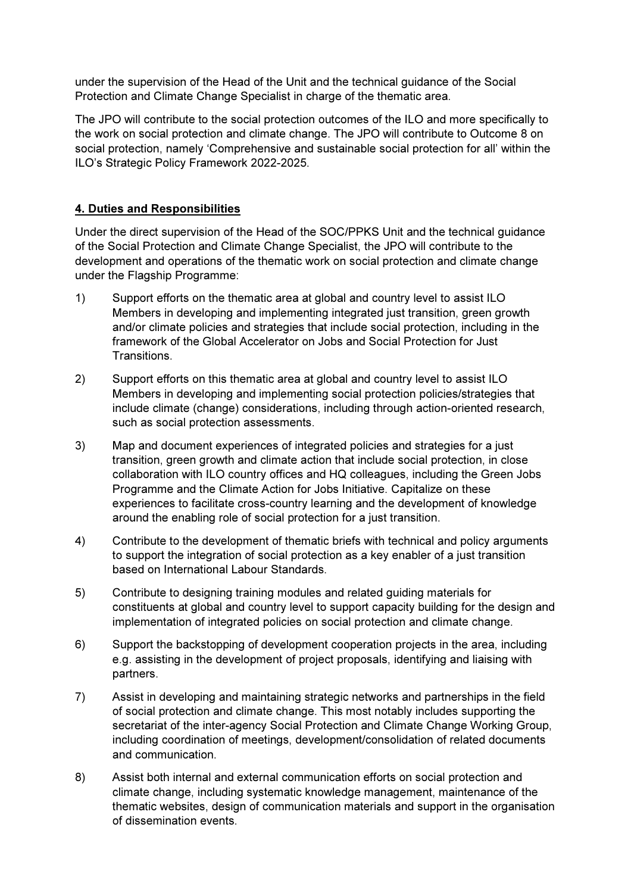under the supervision of the Head of the Unit and the technical guidance of the Social Protection and Climate Change Specialist in charge of the thematic area.

The JPO will contribute to the social protection outcomes of the ILO and more specifically to the work on social protection and climate change. The JPO will contribute to Outcome 8 on social protection, namely 'Comprehensive and sustainable social protection for all' within the ILO's Strategic Policy Framework 2022-2025.

## 4. Duties and Responsibilities

Under the direct supervision of the Head of the SOC/PPKS Unit and the technical guidance of the Social Protection and Climate Change Specialist, the JPO will contribute to the development and operations of the thematic work on social protection and climate change under the Flagship Programme:

1) Support efforts on the thematic area at global and country level to assist ILO Members in developing and implementing integrated just transition, green growth and/or climate policies and strategies that include social protection, including in the framework of the Global Accelerator on Jobs and Social Protection for Just Transitions.
2) Support efforts on this thematic area at global and country level to assist ILO Members in developing and implementing social protection policies/strategies that include climate (change) considerations, including through action-oriented research, such as social protection assessments.
3) Map and document experiences of integrated policies and strategies for a just transition, green growth and climate action that include social protection, in close collaboration with ILO country offices and HQ colleagues, including the Green Jobs Programme and the Climate Action for Jobs Initiative. Capitalize on these experiences to facilitate cross-country learning and the development of knowledge around the enabling role of social protection for a just transition.
4) Contribute to the development of thematic briefs with technical and policy arguments to support the integration of social protection as a key enabler of a just transition based on International Labour Standards.
5) Contribute to designing training modules and related guiding materials for constituents at global and country level to support capacity building for the design and implementation of integrated policies on social protection and climate change.
6) Support the backstopping of development cooperation projects in the area, including e.g. assisting in the development of project proposals, identifying and liaising with partners.
7) Assist in developing and maintaining strategic networks and partnerships in the field of social protection and climate change. This most notably includes supporting the secretariat of the inter-agency Social Protection and Climate Change Working Group, including coordination of meetings, development/consolidation of related documents and communication.
8) Assist both internal and external communication efforts on social protection and climate change, including systematic knowledge management, maintenance of the thematic websites, design of communication materials and support in the organisation of dissemination events.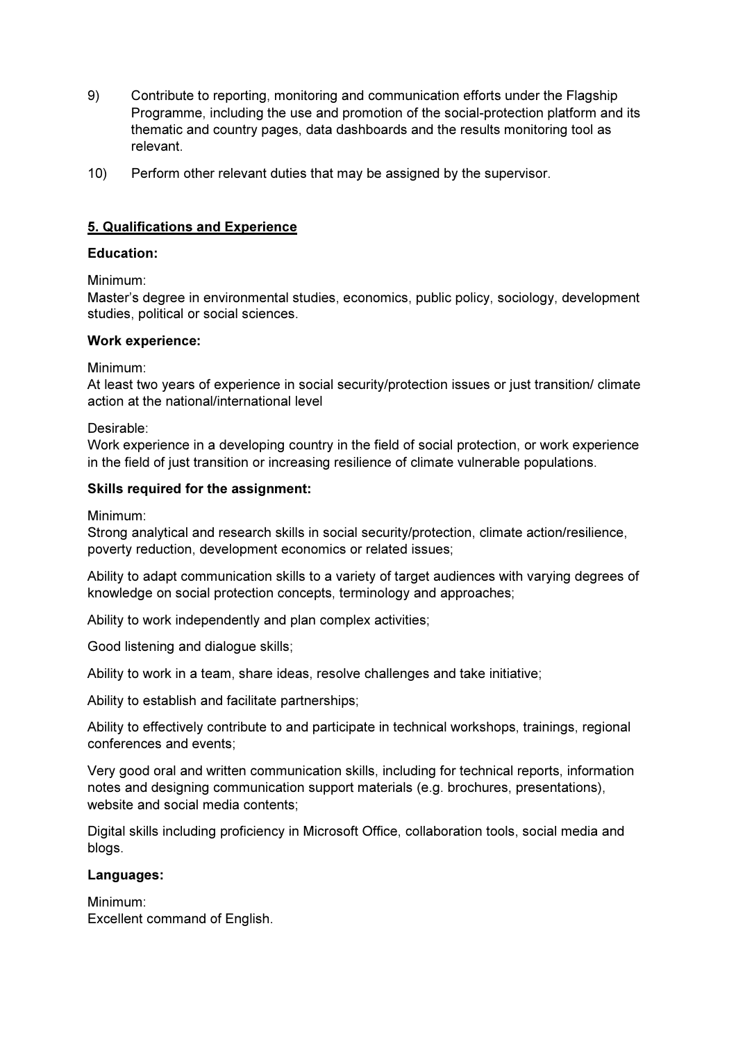9) Contribute to reporting, monitoring and communication efforts under the Flagship Programme, including the use and promotion of the social-protection platform and its thematic and country pages, data dashboards and the results monitoring tool as relevant.

10) Perform other relevant duties that may be assigned by the supervisor.

## 5. Qualifications and Experience

**Education:**

Minimum:
Master's degree in environmental studies, economics, public policy, sociology, development studies, political or social sciences.

**Work experience:**

Minimum:
At least two years of experience in social security/protection issues or just transition/ climate action at the national/international level

Desirable:
Work experience in a developing country in the field of social protection, or work experience in the field of just transition or increasing resilience of climate vulnerable populations.

**Skills required for the assignment:**

Minimum:
Strong analytical and research skills in social security/protection, climate action/resilience, poverty reduction, development economics or related issues;

Ability to adapt communication skills to a variety of target audiences with varying degrees of knowledge on social protection concepts, terminology and approaches;

Ability to work independently and plan complex activities;

Good listening and dialogue skills;

Ability to work in a team, share ideas, resolve challenges and take initiative;

Ability to establish and facilitate partnerships;

Ability to effectively contribute to and participate in technical workshops, trainings, regional conferences and events;

Very good oral and written communication skills, including for technical reports, information notes and designing communication support materials (e.g. brochures, presentations), website and social media contents;

Digital skills including proficiency in Microsoft Office, collaboration tools, social media and blogs.

**Languages:**

Minimum:
Excellent command of English.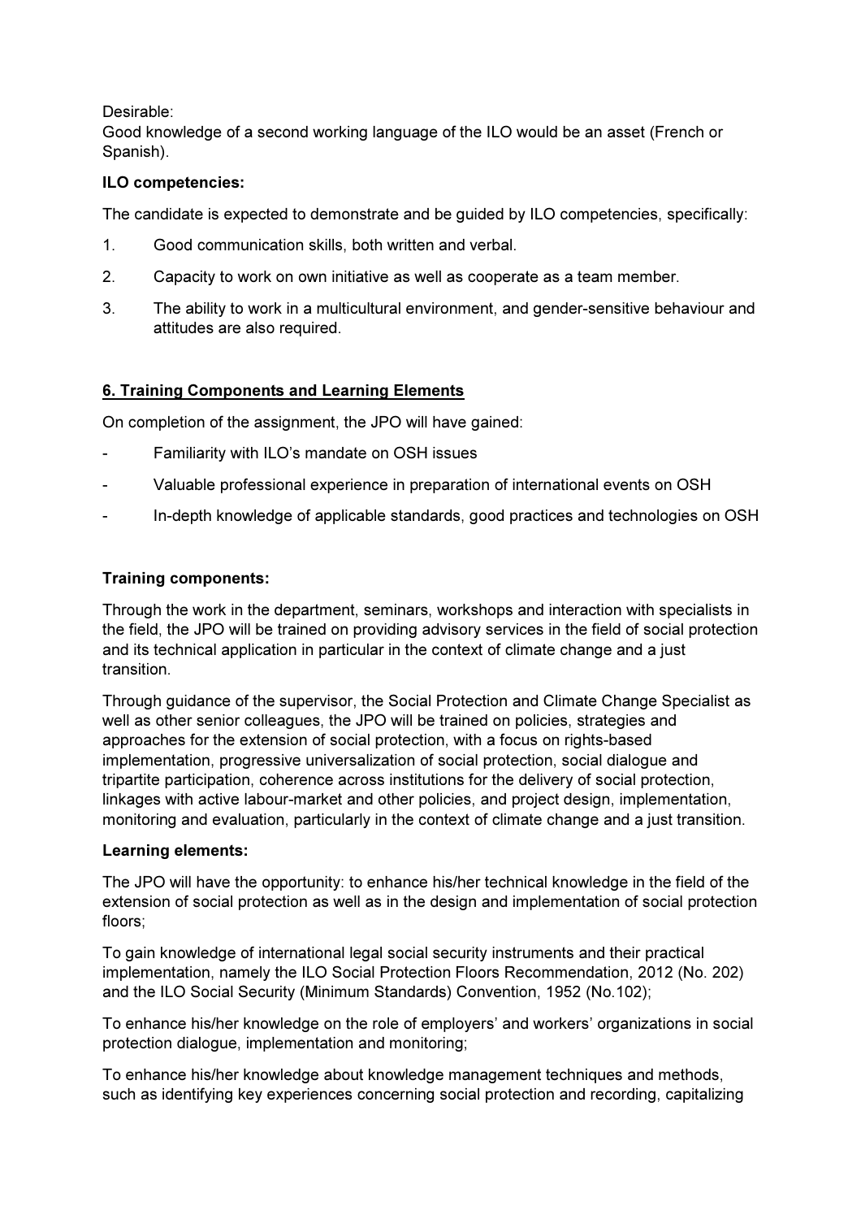Desirable:
Good knowledge of a second working language of the ILO would be an asset (French or Spanish).

**ILO competencies:**

The candidate is expected to demonstrate and be guided by ILO competencies, specifically:

1. Good communication skills, both written and verbal.
2. Capacity to work on own initiative as well as cooperate as a team member.
3. The ability to work in a multicultural environment, and gender-sensitive behaviour and attitudes are also required.

## 6. Training Components and Learning Elements

On completion of the assignment, the JPO will have gained:

- Familiarity with ILO's mandate on OSH issues
- Valuable professional experience in preparation of international events on OSH
- In-depth knowledge of applicable standards, good practices and technologies on OSH

**Training components:**

Through the work in the department, seminars, workshops and interaction with specialists in the field, the JPO will be trained on providing advisory services in the field of social protection and its technical application in particular in the context of climate change and a just transition.

Through guidance of the supervisor, the Social Protection and Climate Change Specialist as well as other senior colleagues, the JPO will be trained on policies, strategies and approaches for the extension of social protection, with a focus on rights-based implementation, progressive universalization of social protection, social dialogue and tripartite participation, coherence across institutions for the delivery of social protection, linkages with active labour-market and other policies, and project design, implementation, monitoring and evaluation, particularly in the context of climate change and a just transition.

**Learning elements:**

The JPO will have the opportunity: to enhance his/her technical knowledge in the field of the extension of social protection as well as in the design and implementation of social protection floors;

To gain knowledge of international legal social security instruments and their practical implementation, namely the ILO Social Protection Floors Recommendation, 2012 (No. 202) and the ILO Social Security (Minimum Standards) Convention, 1952 (No.102);

To enhance his/her knowledge on the role of employers' and workers' organizations in social protection dialogue, implementation and monitoring;

To enhance his/her knowledge about knowledge management techniques and methods, such as identifying key experiences concerning social protection and recording, capitalizing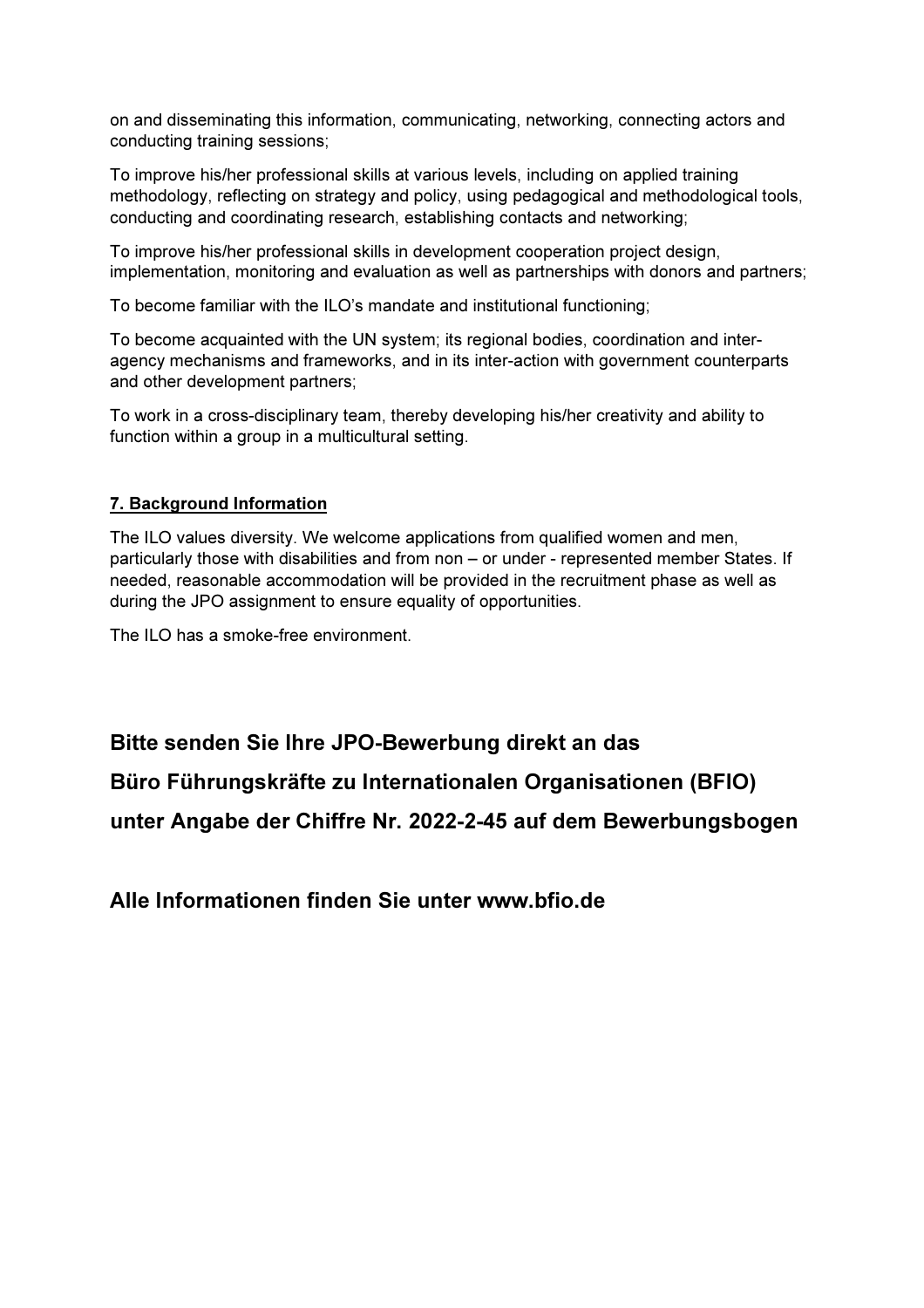on and disseminating this information, communicating, networking, connecting actors and conducting training sessions;

To improve his/her professional skills at various levels, including on applied training methodology, reflecting on strategy and policy, using pedagogical and methodological tools, conducting and coordinating research, establishing contacts and networking;

To improve his/her professional skills in development cooperation project design, implementation, monitoring and evaluation as well as partnerships with donors and partners;

To become familiar with the ILO's mandate and institutional functioning;

To become acquainted with the UN system; its regional bodies, coordination and inter-agency mechanisms and frameworks, and in its inter-action with government counterparts and other development partners;

To work in a cross-disciplinary team, thereby developing his/her creativity and ability to function within a group in a multicultural setting.

**7. Background Information**

The ILO values diversity. We welcome applications from qualified women and men, particularly those with disabilities and from non – or under - represented member States. If needed, reasonable accommodation will be provided in the recruitment phase as well as during the JPO assignment to ensure equality of opportunities.

The ILO has a smoke-free environment.

**Bitte senden Sie Ihre JPO-Bewerbung direkt an das**

**Büro Führungskräfte zu Internationalen Organisationen (BFIO)**

**unter Angabe der Chiffre Nr. 2022-2-45 auf dem Bewerbungsbogen**

**Alle Informationen finden Sie unter www.bfio.de**